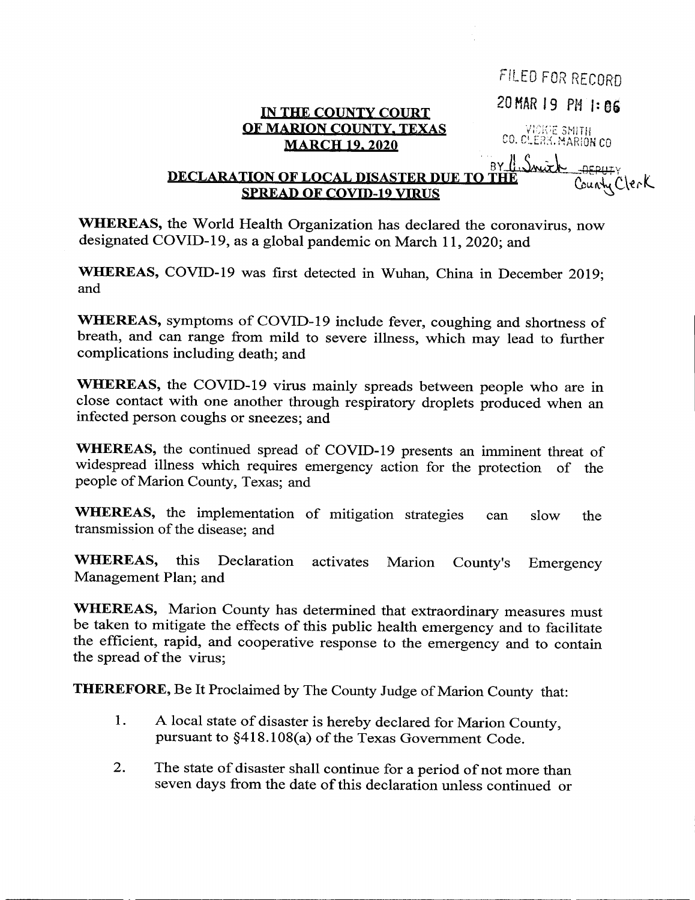FILED FOR RECORD

20 MAR 19 PM 1:06

VICKIE SMITH
CO. CLERK, MARION CO

BY [signature] DEPUTY
County Clerk

**IN THE COUNTY COURT**
**OF MARION COUNTY, TEXAS**
**MARCH 19, 2020**

**DECLARATION OF LOCAL DISASTER DUE TO THE SPREAD OF COVID-19 VIRUS**

**WHEREAS,** the World Health Organization has declared the coronavirus, now designated COVID-19, as a global pandemic on March 11, 2020; and

**WHEREAS,** COVID-19 was first detected in Wuhan, China in December 2019; and

**WHEREAS,** symptoms of COVID-19 include fever, coughing and shortness of breath, and can range from mild to severe illness, which may lead to further complications including death; and

**WHEREAS,** the COVID-19 virus mainly spreads between people who are in close contact with one another through respiratory droplets produced when an infected person coughs or sneezes; and

**WHEREAS,** the continued spread of COVID-19 presents an imminent threat of widespread illness which requires emergency action for the protection of the people of Marion County, Texas; and

**WHEREAS,** the implementation of mitigation strategies can slow the transmission of the disease; and

**WHEREAS,** this Declaration activates Marion County's Emergency Management Plan; and

**WHEREAS,** Marion County has determined that extraordinary measures must be taken to mitigate the effects of this public health emergency and to facilitate the efficient, rapid, and cooperative response to the emergency and to contain the spread of the virus;

**THEREFORE,** Be It Proclaimed by The County Judge of Marion County that:

1. A local state of disaster is hereby declared for Marion County, pursuant to §418.108(a) of the Texas Government Code.
2. The state of disaster shall continue for a period of not more than seven days from the date of this declaration unless continued or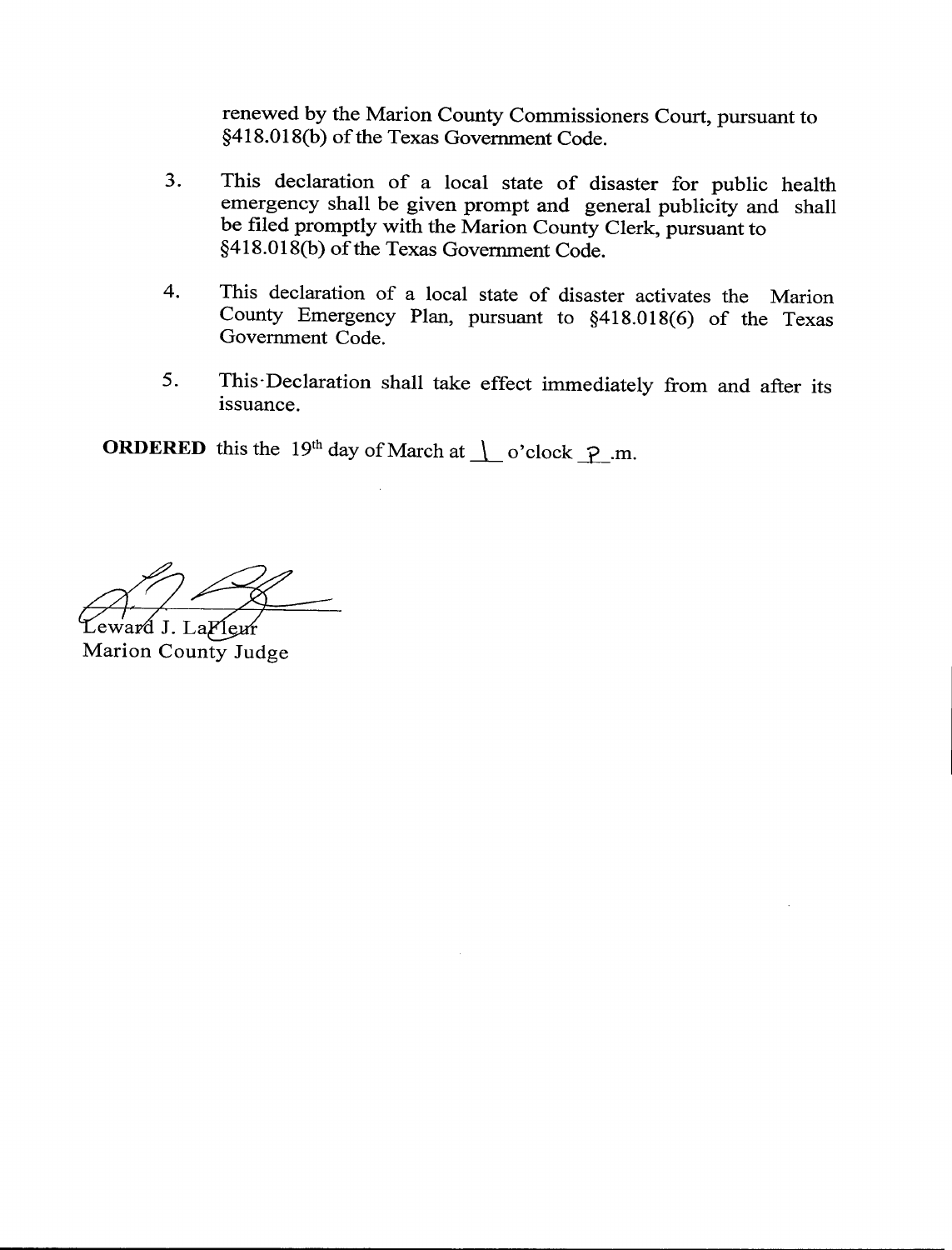renewed by the Marion County Commissioners Court, pursuant to §418.018(b) of the Texas Government Code.

3. This declaration of a local state of disaster for public health emergency shall be given prompt and general publicity and shall be filed promptly with the Marion County Clerk, pursuant to §418.018(b) of the Texas Government Code.

4. This declaration of a local state of disaster activates the Marion County Emergency Plan, pursuant to §418.018(6) of the Texas Government Code.

5. This Declaration shall take effect immediately from and after its issuance.

**ORDERED** this the 19th day of March at 1 o'clock P.m.

Leward J. LaFleur
Marion County Judge